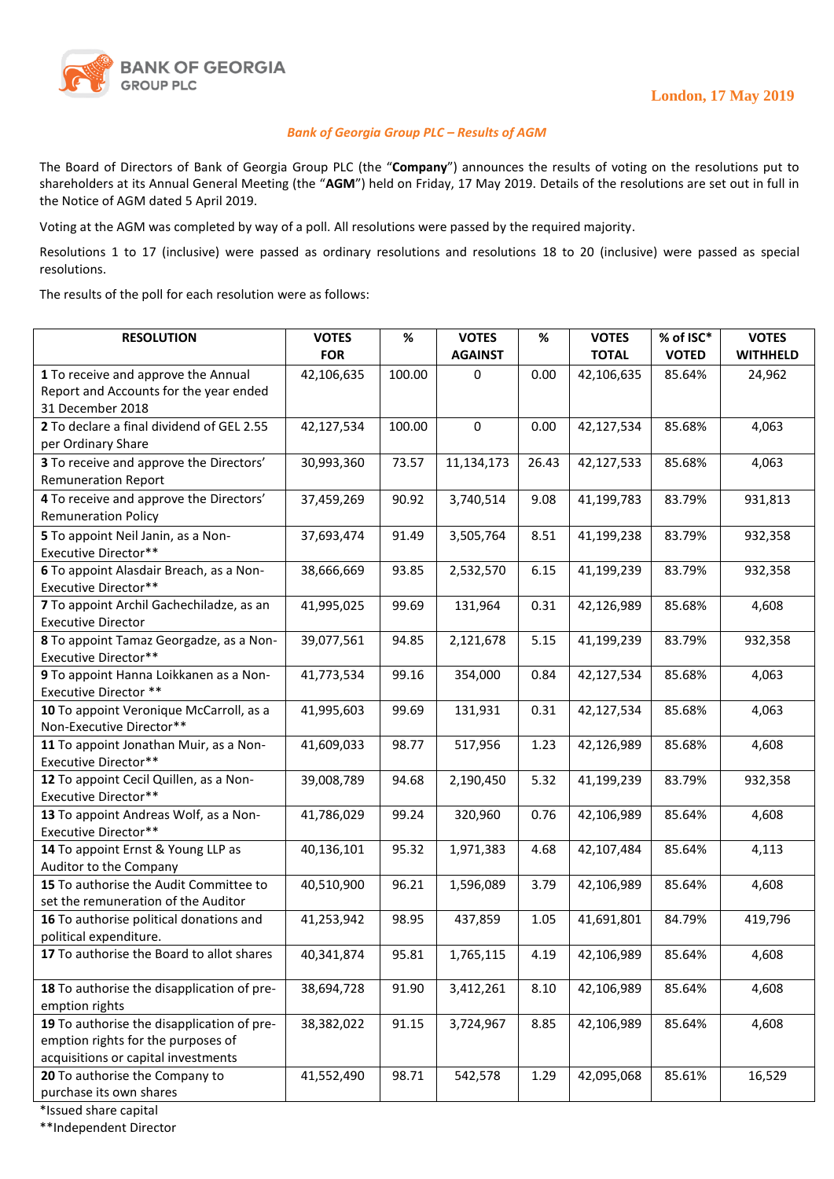BANK OF GEORGIA GROUP PLC

London, 17 May 2019

*Bank of Georgia Group PLC – Results of AGM*

The Board of Directors of Bank of Georgia Group PLC (the "**Company**") announces the results of voting on the resolutions put to shareholders at its Annual General Meeting (the "**AGM**") held on Friday, 17 May 2019. Details of the resolutions are set out in full in the Notice of AGM dated 5 April 2019.

Voting at the AGM was completed by way of a poll. All resolutions were passed by the required majority.

Resolutions 1 to 17 (inclusive) were passed as ordinary resolutions and resolutions 18 to 20 (inclusive) were passed as special resolutions.

The results of the poll for each resolution were as follows:

| RESOLUTION | VOTES FOR | % | VOTES AGAINST | % | VOTES TOTAL | % of ISC* VOTED | VOTES WITHHELD |
|---|---|---|---|---|---|---|---|
| **1** To receive and approve the Annual Report and Accounts for the year ended 31 December 2018 | 42,106,635 | 100.00 | 0 | 0.00 | 42,106,635 | 85.64% | 24,962 |
| **2** To declare a final dividend of GEL 2.55 per Ordinary Share | 42,127,534 | 100.00 | 0 | 0.00 | 42,127,534 | 85.68% | 4,063 |
| **3** To receive and approve the Directors' Remuneration Report | 30,993,360 | 73.57 | 11,134,173 | 26.43 | 42,127,533 | 85.68% | 4,063 |
| **4** To receive and approve the Directors' Remuneration Policy | 37,459,269 | 90.92 | 3,740,514 | 9.08 | 41,199,783 | 83.79% | 931,813 |
| **5** To appoint Neil Janin, as a Non-Executive Director** | 37,693,474 | 91.49 | 3,505,764 | 8.51 | 41,199,238 | 83.79% | 932,358 |
| **6** To appoint Alasdair Breach, as a Non-Executive Director** | 38,666,669 | 93.85 | 2,532,570 | 6.15 | 41,199,239 | 83.79% | 932,358 |
| **7** To appoint Archil Gachechiladze, as an Executive Director | 41,995,025 | 99.69 | 131,964 | 0.31 | 42,126,989 | 85.68% | 4,608 |
| **8** To appoint Tamaz Georgadze, as a Non-Executive Director** | 39,077,561 | 94.85 | 2,121,678 | 5.15 | 41,199,239 | 83.79% | 932,358 |
| **9** To appoint Hanna Loikkanen as a Non-Executive Director ** | 41,773,534 | 99.16 | 354,000 | 0.84 | 42,127,534 | 85.68% | 4,063 |
| **10** To appoint Veronique McCarroll, as a Non-Executive Director** | 41,995,603 | 99.69 | 131,931 | 0.31 | 42,127,534 | 85.68% | 4,063 |
| **11** To appoint Jonathan Muir, as a Non-Executive Director** | 41,609,033 | 98.77 | 517,956 | 1.23 | 42,126,989 | 85.68% | 4,608 |
| **12** To appoint Cecil Quillen, as a Non-Executive Director** | 39,008,789 | 94.68 | 2,190,450 | 5.32 | 41,199,239 | 83.79% | 932,358 |
| **13** To appoint Andreas Wolf, as a Non-Executive Director** | 41,786,029 | 99.24 | 320,960 | 0.76 | 42,106,989 | 85.64% | 4,608 |
| **14** To appoint Ernst & Young LLP as Auditor to the Company | 40,136,101 | 95.32 | 1,971,383 | 4.68 | 42,107,484 | 85.64% | 4,113 |
| **15** To authorise the Audit Committee to set the remuneration of the Auditor | 40,510,900 | 96.21 | 1,596,089 | 3.79 | 42,106,989 | 85.64% | 4,608 |
| **16** To authorise political donations and political expenditure. | 41,253,942 | 98.95 | 437,859 | 1.05 | 41,691,801 | 84.79% | 419,796 |
| **17** To authorise the Board to allot shares | 40,341,874 | 95.81 | 1,765,115 | 4.19 | 42,106,989 | 85.64% | 4,608 |
| **18** To authorise the disapplication of pre-emption rights | 38,694,728 | 91.90 | 3,412,261 | 8.10 | 42,106,989 | 85.64% | 4,608 |
| **19** To authorise the disapplication of pre-emption rights for the purposes of acquisitions or capital investments | 38,382,022 | 91.15 | 3,724,967 | 8.85 | 42,106,989 | 85.64% | 4,608 |
| **20** To authorise the Company to purchase its own shares | 41,552,490 | 98.71 | 542,578 | 1.29 | 42,095,068 | 85.61% | 16,529 |

*Issued share capital

**Independent Director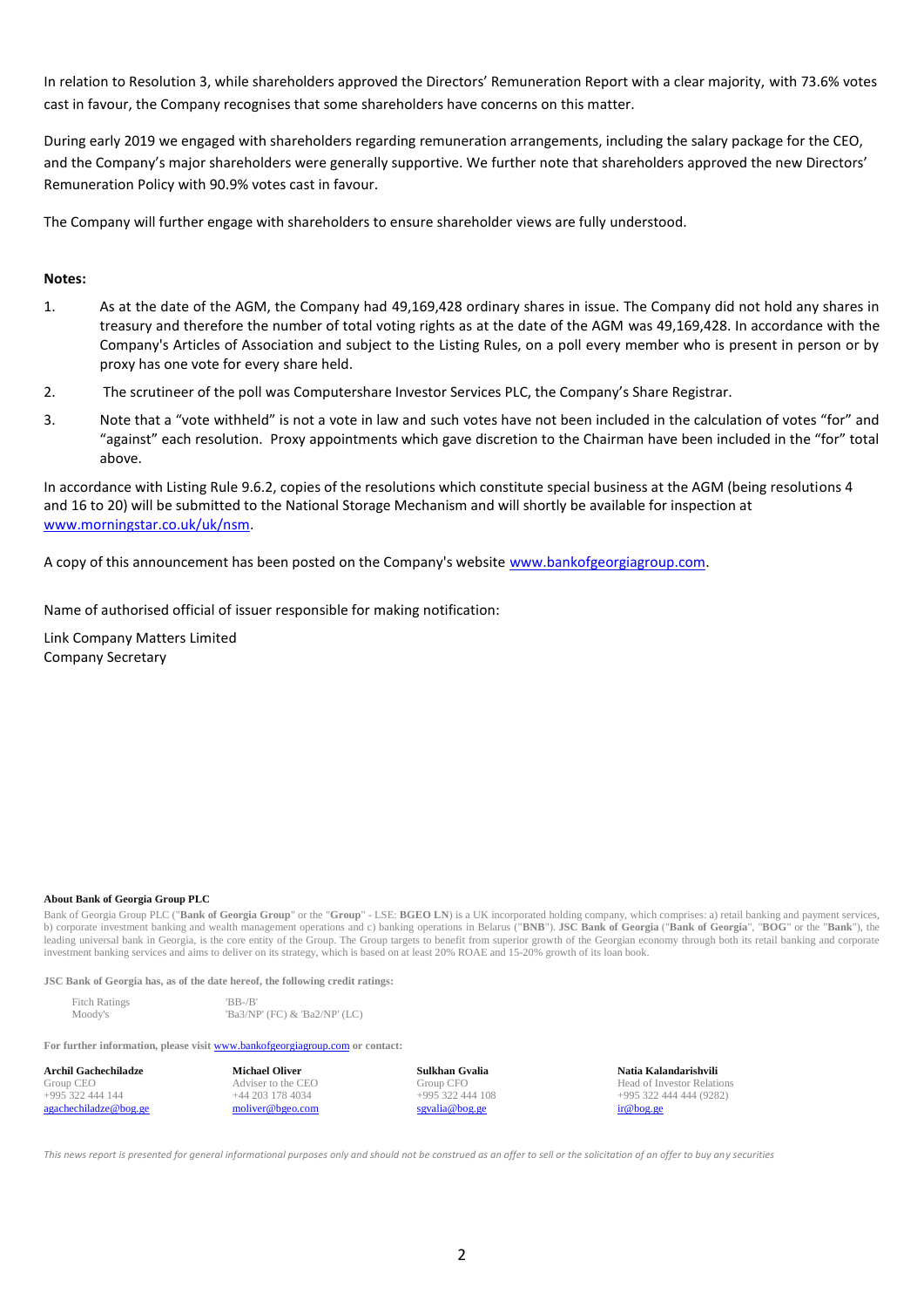In relation to Resolution 3, while shareholders approved the Directors' Remuneration Report with a clear majority, with 73.6% votes cast in favour, the Company recognises that some shareholders have concerns on this matter.

During early 2019 we engaged with shareholders regarding remuneration arrangements, including the salary package for the CEO, and the Company's major shareholders were generally supportive. We further note that shareholders approved the new Directors' Remuneration Policy with 90.9% votes cast in favour.

The Company will further engage with shareholders to ensure shareholder views are fully understood.

**Notes:**

1. As at the date of the AGM, the Company had 49,169,428 ordinary shares in issue. The Company did not hold any shares in treasury and therefore the number of total voting rights as at the date of the AGM was 49,169,428. In accordance with the Company's Articles of Association and subject to the Listing Rules, on a poll every member who is present in person or by proxy has one vote for every share held.
2. The scrutineer of the poll was Computershare Investor Services PLC, the Company's Share Registrar.
3. Note that a "vote withheld" is not a vote in law and such votes have not been included in the calculation of votes "for" and "against" each resolution. Proxy appointments which gave discretion to the Chairman have been included in the "for" total above.

In accordance with Listing Rule 9.6.2, copies of the resolutions which constitute special business at the AGM (being resolutions 4 and 16 to 20) will be submitted to the National Storage Mechanism and will shortly be available for inspection at [www.morningstar.co.uk/uk/nsm](www.morningstar.co.uk/uk/nsm).

A copy of this announcement has been posted on the Company's website [www.bankofgeorgiagroup.com](www.bankofgeorgiagroup.com).

Name of authorised official of issuer responsible for making notification:

Link Company Matters Limited
Company Secretary

**About Bank of Georgia Group PLC**

Bank of Georgia Group PLC ("**Bank of Georgia Group**" or the "**Group**" - LSE: **BGEO LN**) is a UK incorporated holding company, which comprises: a) retail banking and payment services, b) corporate investment banking and wealth management operations and c) banking operations in Belarus ("**BNB**"). **JSC Bank of Georgia** ("**Bank of Georgia**", "**BOG**" or the "**Bank**"), the leading universal bank in Georgia, is the core entity of the Group. The Group targets to benefit from superior growth of the Georgian economy through both its retail banking and corporate investment banking services and aims to deliver on its strategy, which is based on at least 20% ROAE and 15-20% growth of its loan book.

**JSC Bank of Georgia has, as of the date hereof, the following credit ratings:**

| | |
|---|---|
| Fitch Ratings | 'BB-/B' |
| Moody's | 'Ba3/NP' (FC) & 'Ba2/NP' (LC) |

**For further information, please visit [www.bankofgeorgiagroup.com](www.bankofgeorgiagroup.com) or contact:**

| | | | |
|---|---|---|---|
| **Archil Gachechiladze** | **Michael Oliver** | **Sulkhan Gvalia** | **Natia Kalandarishvili** |
| Group CEO | Adviser to the CEO | Group CFO | Head of Investor Relations |
| +995 322 444 144 | +44 203 178 4034 | +995 322 444 108 | +995 322 444 444 (9282) |
| agachechiladze@bog.ge | moliver@bgeo.com | sgvalia@bog.ge | ir@bog.ge |

*This news report is presented for general informational purposes only and should not be construed as an offer to sell or the solicitation of an offer to buy any securities*